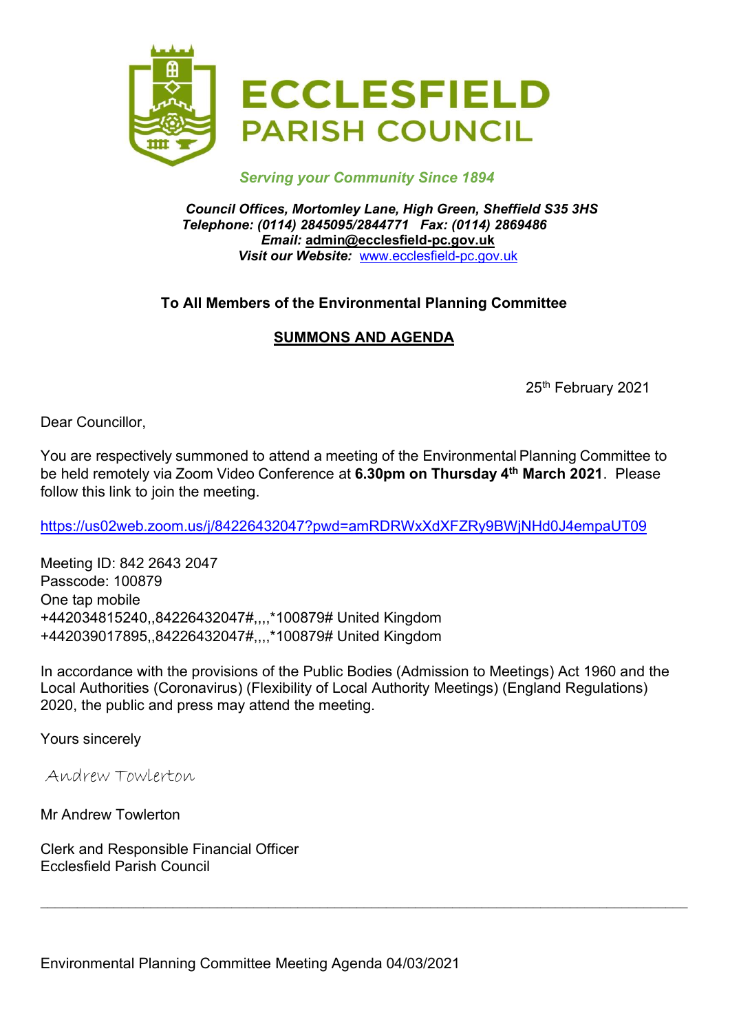# ECCLESFIELD PARISH COUNCIL

*Serving your Community Since 1894*

***Council Offices, Mortomley Lane, High Green, Sheffield S35 3HS***
***Telephone: (0114) 2845095/2844771 Fax: (0114) 2869486***
***Email:* admin@ecclesfield-pc.gov.uk**
***Visit our Website:*** www.ecclesfield-pc.gov.uk

**To All Members of the Environmental Planning Committee**

## SUMMONS AND AGENDA

25th February 2021

Dear Councillor,

You are respectively summoned to attend a meeting of the Environmental Planning Committee to be held remotely via Zoom Video Conference at **6.30pm on Thursday 4th March 2021**. Please follow this link to join the meeting.

https://us02web.zoom.us/j/84226432047?pwd=amRDRWxXdXFZRy9BWjNHd0J4empaUT09

Meeting ID: 842 2643 2047
Passcode: 100879
One tap mobile
+442034815240,,84226432047#,,,,*100879# United Kingdom
+442039017895,,84226432047#,,,,*100879# United Kingdom

In accordance with the provisions of the Public Bodies (Admission to Meetings) Act 1960 and the Local Authorities (Coronavirus) (Flexibility of Local Authority Meetings) (England Regulations) 2020, the public and press may attend the meeting.

Yours sincerely

*Andrew Towlerton*

Mr Andrew Towlerton

Clerk and Responsible Financial Officer
Ecclesfield Parish Council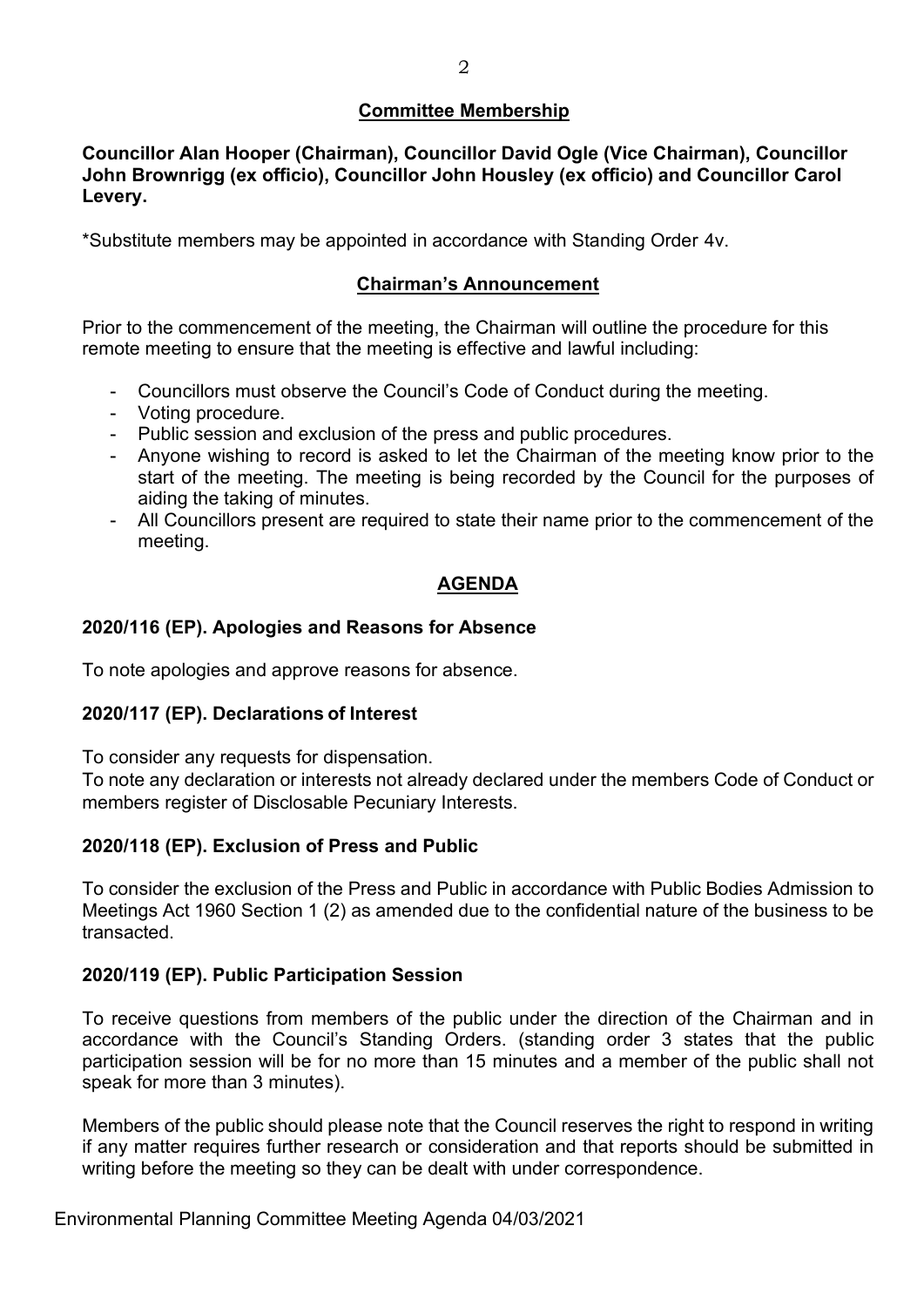## Committee Membership

**Councillor Alan Hooper (Chairman), Councillor David Ogle (Vice Chairman), Councillor John Brownrigg (ex officio), Councillor John Housley (ex officio) and Councillor Carol Levery.**

*Substitute members may be appointed in accordance with Standing Order 4v.

## Chairman's Announcement

Prior to the commencement of the meeting, the Chairman will outline the procedure for this remote meeting to ensure that the meeting is effective and lawful including:

- Councillors must observe the Council's Code of Conduct during the meeting.
- Voting procedure.
- Public session and exclusion of the press and public procedures.
- Anyone wishing to record is asked to let the Chairman of the meeting know prior to the start of the meeting. The meeting is being recorded by the Council for the purposes of aiding the taking of minutes.
- All Councillors present are required to state their name prior to the commencement of the meeting.

## AGENDA

### 2020/116 (EP). Apologies and Reasons for Absence

To note apologies and approve reasons for absence.

### 2020/117 (EP). Declarations of Interest

To consider any requests for dispensation.
To note any declaration or interests not already declared under the members Code of Conduct or members register of Disclosable Pecuniary Interests.

### 2020/118 (EP). Exclusion of Press and Public

To consider the exclusion of the Press and Public in accordance with Public Bodies Admission to Meetings Act 1960 Section 1 (2) as amended due to the confidential nature of the business to be transacted.

### 2020/119 (EP). Public Participation Session

To receive questions from members of the public under the direction of the Chairman and in accordance with the Council's Standing Orders. (standing order 3 states that the public participation session will be for no more than 15 minutes and a member of the public shall not speak for more than 3 minutes).

Members of the public should please note that the Council reserves the right to respond in writing if any matter requires further research or consideration and that reports should be submitted in writing before the meeting so they can be dealt with under correspondence.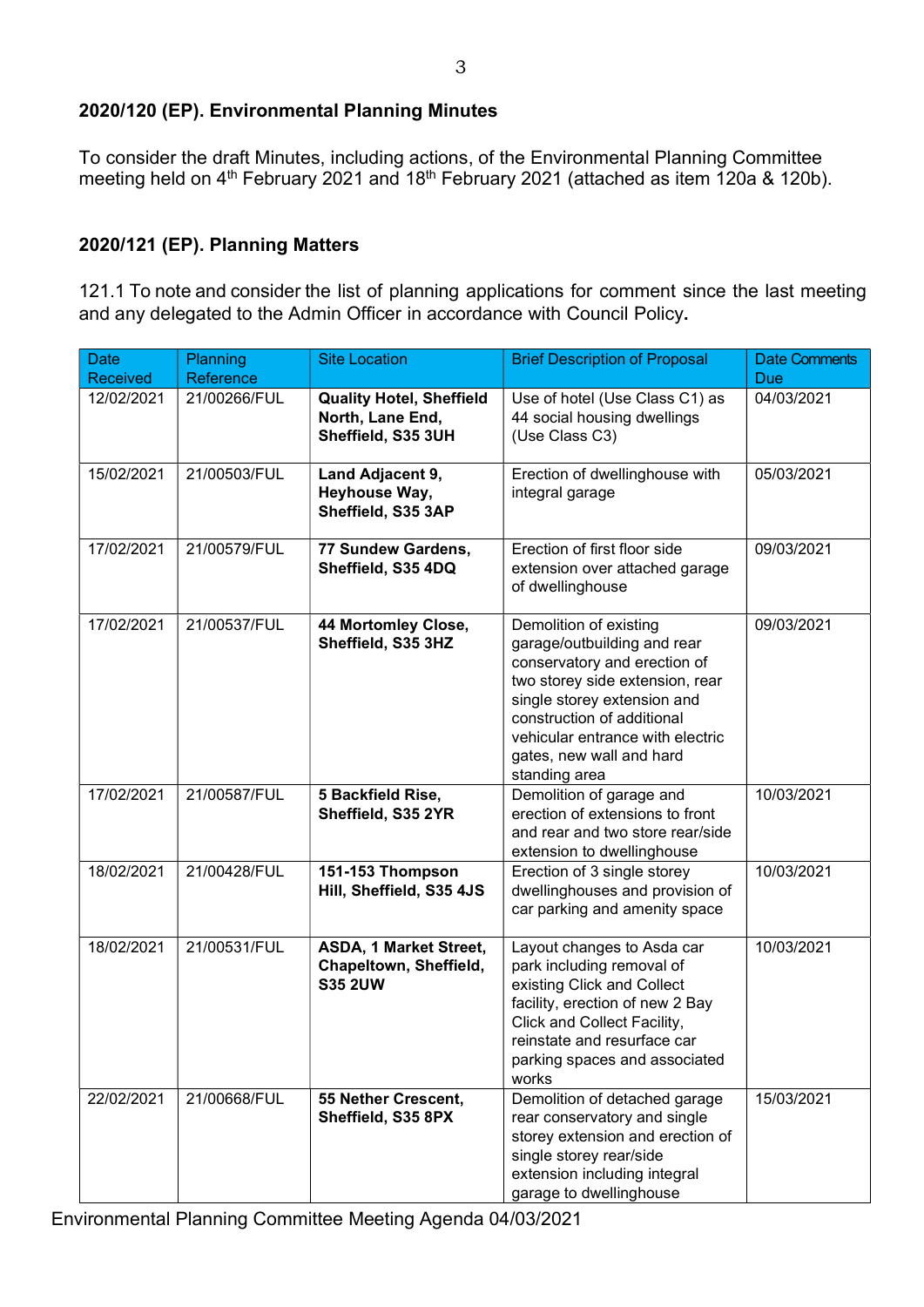### 2020/120 (EP). Environmental Planning Minutes

To consider the draft Minutes, including actions, of the Environmental Planning Committee meeting held on 4th February 2021 and 18th February 2021 (attached as item 120a & 120b).

### 2020/121 (EP). Planning Matters

121.1 To note and consider the list of planning applications for comment since the last meeting and any delegated to the Admin Officer in accordance with Council Policy**.**

| Date Received | Planning Reference | Site Location | Brief Description of Proposal | Date Comments Due |
|---|---|---|---|---|
| 12/02/2021 | 21/00266/FUL | **Quality Hotel, Sheffield North, Lane End, Sheffield, S35 3UH** | Use of hotel (Use Class C1) as 44 social housing dwellings (Use Class C3) | 04/03/2021 |
| 15/02/2021 | 21/00503/FUL | **Land Adjacent 9, Heyhouse Way, Sheffield, S35 3AP** | Erection of dwellinghouse with integral garage | 05/03/2021 |
| 17/02/2021 | 21/00579/FUL | **77 Sundew Gardens, Sheffield, S35 4DQ** | Erection of first floor side extension over attached garage of dwellinghouse | 09/03/2021 |
| 17/02/2021 | 21/00537/FUL | **44 Mortomley Close, Sheffield, S35 3HZ** | Demolition of existing garage/outbuilding and rear conservatory and erection of two storey side extension, rear single storey extension and construction of additional vehicular entrance with electric gates, new wall and hard standing area | 09/03/2021 |
| 17/02/2021 | 21/00587/FUL | **5 Backfield Rise, Sheffield, S35 2YR** | Demolition of garage and erection of extensions to front and rear and two store rear/side extension to dwellinghouse | 10/03/2021 |
| 18/02/2021 | 21/00428/FUL | **151-153 Thompson Hill, Sheffield, S35 4JS** | Erection of 3 single storey dwellinghouses and provision of car parking and amenity space | 10/03/2021 |
| 18/02/2021 | 21/00531/FUL | **ASDA, 1 Market Street, Chapeltown, Sheffield, S35 2UW** | Layout changes to Asda car park including removal of existing Click and Collect facility, erection of new 2 Bay Click and Collect Facility, reinstate and resurface car parking spaces and associated works | 10/03/2021 |
| 22/02/2021 | 21/00668/FUL | **55 Nether Crescent, Sheffield, S35 8PX** | Demolition of detached garage rear conservatory and single storey extension and erection of single storey rear/side extension including integral garage to dwellinghouse | 15/03/2021 |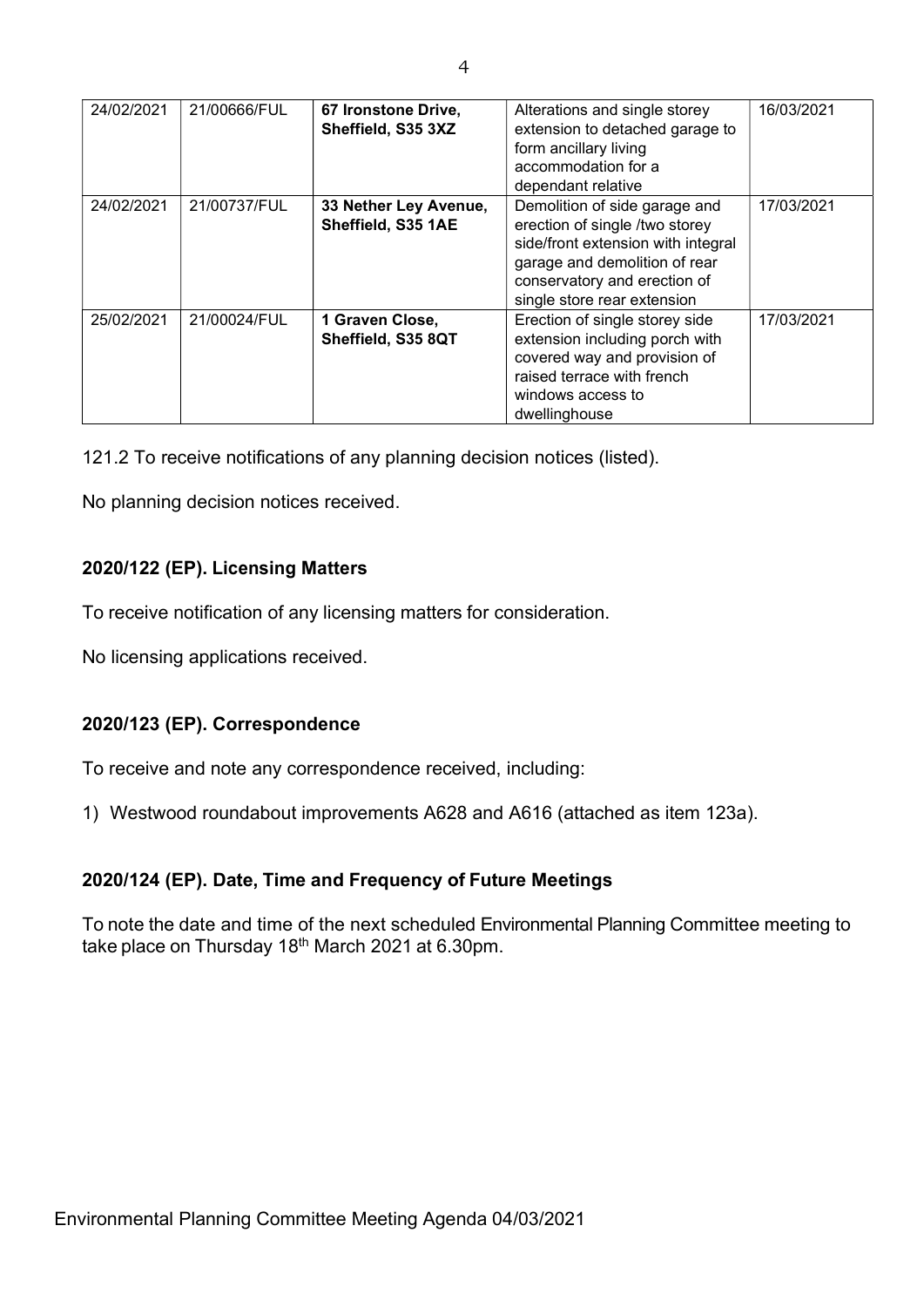| | | | | |
|---|---|---|---|---|
| 24/02/2021 | 21/00666/FUL | **67 Ironstone Drive, Sheffield, S35 3XZ** | Alterations and single storey extension to detached garage to form ancillary living accommodation for a dependant relative | 16/03/2021 |
| 24/02/2021 | 21/00737/FUL | **33 Nether Ley Avenue, Sheffield, S35 1AE** | Demolition of side garage and erection of single /two storey side/front extension with integral garage and demolition of rear conservatory and erection of single store rear extension | 17/03/2021 |
| 25/02/2021 | 21/00024/FUL | **1 Graven Close, Sheffield, S35 8QT** | Erection of single storey side extension including porch with covered way and provision of raised terrace with french windows access to dwellinghouse | 17/03/2021 |

121.2 To receive notifications of any planning decision notices (listed).

No planning decision notices received.

### 2020/122 (EP). Licensing Matters

To receive notification of any licensing matters for consideration.

No licensing applications received.

### 2020/123 (EP). Correspondence

To receive and note any correspondence received, including:

1) Westwood roundabout improvements A628 and A616 (attached as item 123a).

### 2020/124 (EP). Date, Time and Frequency of Future Meetings

To note the date and time of the next scheduled Environmental Planning Committee meeting to take place on Thursday 18th March 2021 at 6.30pm.